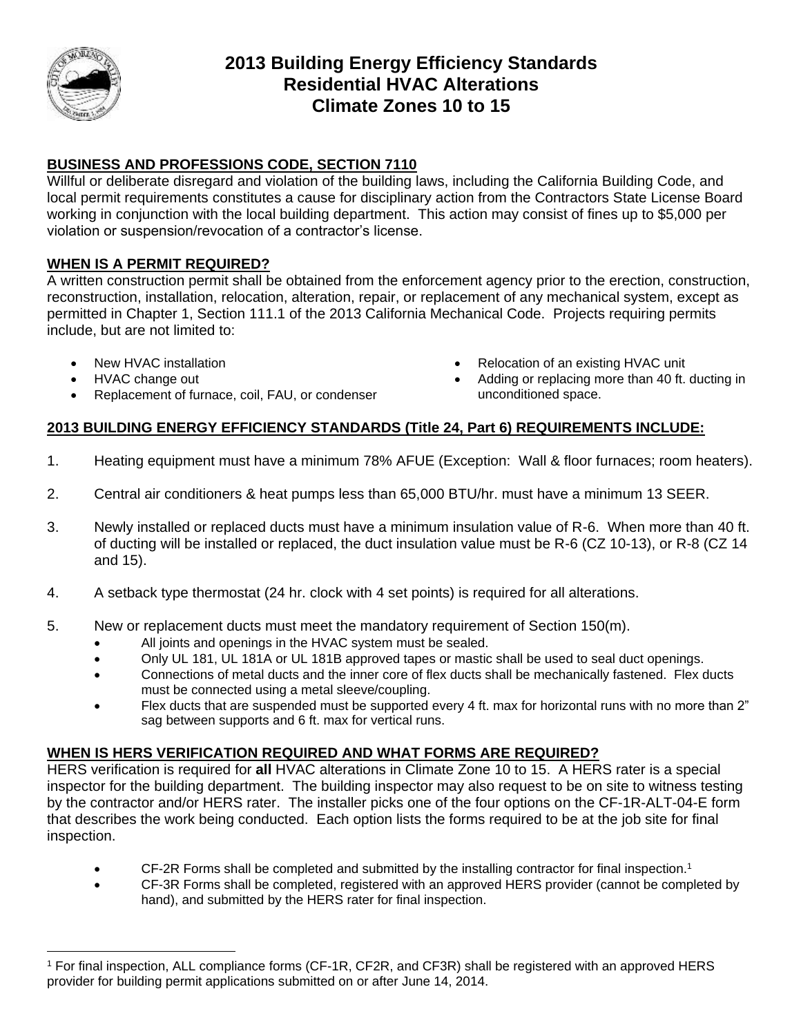# 2013 Building Energy Efficiency Standards
# Residential HVAC Alterations
# Climate Zones 10 to 15

## BUSINESS AND PROFESSIONS CODE, SECTION 7110

Willful or deliberate disregard and violation of the building laws, including the California Building Code, and local permit requirements constitutes a cause for disciplinary action from the Contractors State License Board working in conjunction with the local building department. This action may consist of fines up to $5,000 per violation or suspension/revocation of a contractor's license.

## WHEN IS A PERMIT REQUIRED?

A written construction permit shall be obtained from the enforcement agency prior to the erection, construction, reconstruction, installation, relocation, alteration, repair, or replacement of any mechanical system, except as permitted in Chapter 1, Section 111.1 of the 2013 California Mechanical Code. Projects requiring permits include, but are not limited to:

- New HVAC installation
- HVAC change out
- Replacement of furnace, coil, FAU, or condenser
- Relocation of an existing HVAC unit
- Adding or replacing more than 40 ft. ducting in unconditioned space.

## 2013 BUILDING ENERGY EFFICIENCY STANDARDS (Title 24, Part 6) REQUIREMENTS INCLUDE:

1. Heating equipment must have a minimum 78% AFUE (Exception: Wall & floor furnaces; room heaters).
2. Central air conditioners & heat pumps less than 65,000 BTU/hr. must have a minimum 13 SEER.
3. Newly installed or replaced ducts must have a minimum insulation value of R-6. When more than 40 ft. of ducting will be installed or replaced, the duct insulation value must be R-6 (CZ 10-13), or R-8 (CZ 14 and 15).
4. A setback type thermostat (24 hr. clock with 4 set points) is required for all alterations.
5. New or replacement ducts must meet the mandatory requirement of Section 150(m).
   - All joints and openings in the HVAC system must be sealed.
   - Only UL 181, UL 181A or UL 181B approved tapes or mastic shall be used to seal duct openings.
   - Connections of metal ducts and the inner core of flex ducts shall be mechanically fastened. Flex ducts must be connected using a metal sleeve/coupling.
   - Flex ducts that are suspended must be supported every 4 ft. max for horizontal runs with no more than 2" sag between supports and 6 ft. max for vertical runs.

## WHEN IS HERS VERIFICATION REQUIRED AND WHAT FORMS ARE REQUIRED?

HERS verification is required for **all** HVAC alterations in Climate Zone 10 to 15. A HERS rater is a special inspector for the building department. The building inspector may also request to be on site to witness testing by the contractor and/or HERS rater. The installer picks one of the four options on the CF-1R-ALT-04-E form that describes the work being conducted. Each option lists the forms required to be at the job site for final inspection.

- CF-2R Forms shall be completed and submitted by the installing contractor for final inspection.[1]
- CF-3R Forms shall be completed, registered with an approved HERS provider (cannot be completed by hand), and submitted by the HERS rater for final inspection.

[1] For final inspection, ALL compliance forms (CF-1R, CF2R, and CF3R) shall be registered with an approved HERS provider for building permit applications submitted on or after June 14, 2014.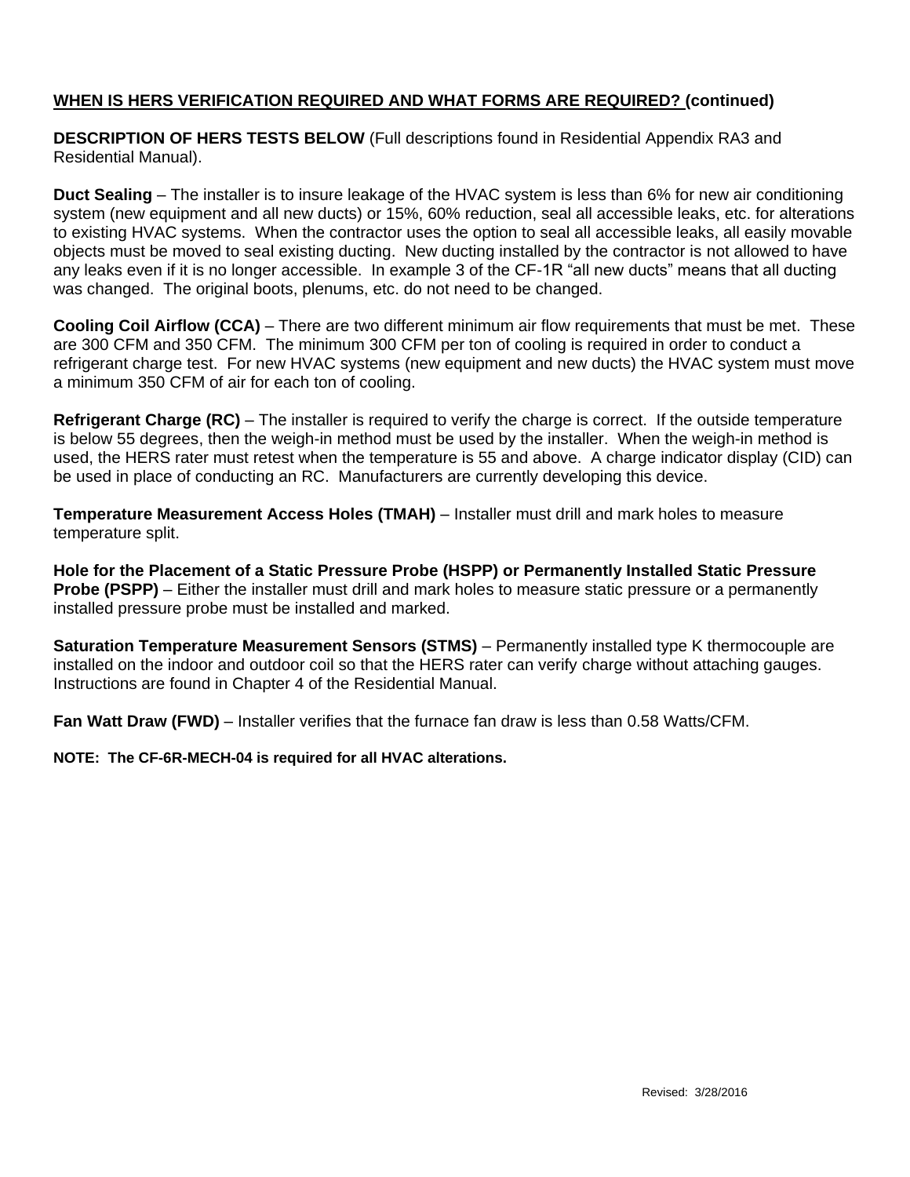## WHEN IS HERS VERIFICATION REQUIRED AND WHAT FORMS ARE REQUIRED? (continued)

**DESCRIPTION OF HERS TESTS BELOW** (Full descriptions found in Residential Appendix RA3 and Residential Manual).

**Duct Sealing** – The installer is to insure leakage of the HVAC system is less than 6% for new air conditioning system (new equipment and all new ducts) or 15%, 60% reduction, seal all accessible leaks, etc. for alterations to existing HVAC systems. When the contractor uses the option to seal all accessible leaks, all easily movable objects must be moved to seal existing ducting. New ducting installed by the contractor is not allowed to have any leaks even if it is no longer accessible. In example 3 of the CF-1R "all new ducts" means that all ducting was changed. The original boots, plenums, etc. do not need to be changed.

**Cooling Coil Airflow (CCA)** – There are two different minimum air flow requirements that must be met. These are 300 CFM and 350 CFM. The minimum 300 CFM per ton of cooling is required in order to conduct a refrigerant charge test. For new HVAC systems (new equipment and new ducts) the HVAC system must move a minimum 350 CFM of air for each ton of cooling.

**Refrigerant Charge (RC)** – The installer is required to verify the charge is correct. If the outside temperature is below 55 degrees, then the weigh-in method must be used by the installer. When the weigh-in method is used, the HERS rater must retest when the temperature is 55 and above. A charge indicator display (CID) can be used in place of conducting an RC. Manufacturers are currently developing this device.

**Temperature Measurement Access Holes (TMAH)** – Installer must drill and mark holes to measure temperature split.

**Hole for the Placement of a Static Pressure Probe (HSPP) or Permanently Installed Static Pressure Probe (PSPP)** – Either the installer must drill and mark holes to measure static pressure or a permanently installed pressure probe must be installed and marked.

**Saturation Temperature Measurement Sensors (STMS)** – Permanently installed type K thermocouple are installed on the indoor and outdoor coil so that the HERS rater can verify charge without attaching gauges. Instructions are found in Chapter 4 of the Residential Manual.

**Fan Watt Draw (FWD)** – Installer verifies that the furnace fan draw is less than 0.58 Watts/CFM.

**NOTE: The CF-6R-MECH-04 is required for all HVAC alterations.**

Revised: 3/28/2016